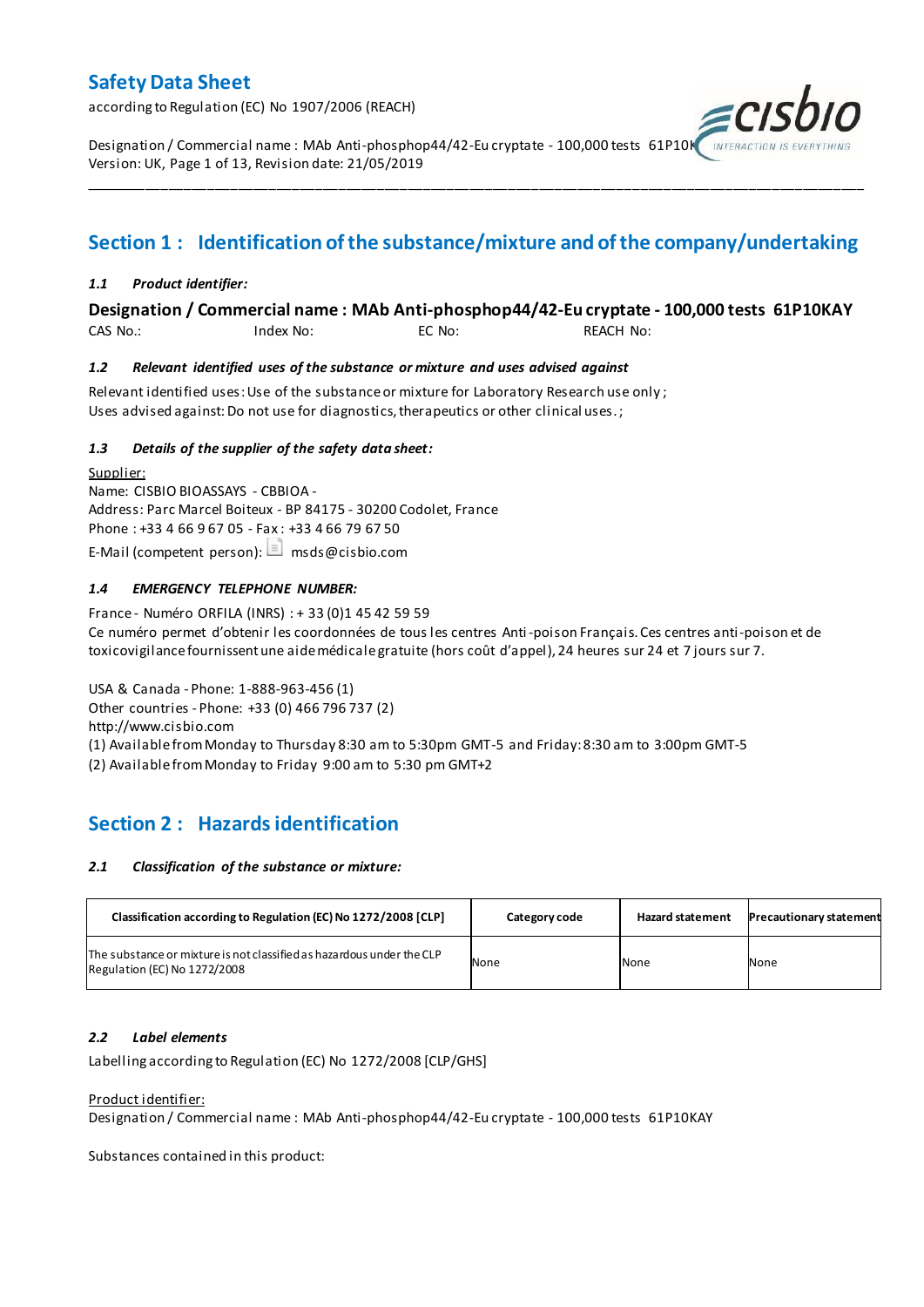# Safety Data Sheet

according to Regulation (EC) No 1907/2006 (REACH)

Designation / Commercial name : MAb Anti-phosphop44/42-Eu cryptate - 100,000 tests 61P10KAY
Version: UK, Page 1 of 13, Revision date: 21/05/2019

## Section 1 : Identification of the substance/mixture and of the company/undertaking

### *1.1 Product identifier:*

**Designation / Commercial name : MAb Anti-phosphop44/42-Eu cryptate - 100,000 tests 61P10KAY**

CAS No.: Index No: EC No: REACH No:

### *1.2 Relevant identified uses of the substance or mixture and uses advised against*

Relevant identified uses: Use of the substance or mixture for Laboratory Research use only ;
Uses advised against: Do not use for diagnostics, therapeutics or other clinical uses. ;

### *1.3 Details of the supplier of the safety data sheet:*

Supplier:
Name: CISBIO BIOASSAYS - CBBIOA -
Address: Parc Marcel Boiteux - BP 84175 - 30200 Codolet, France
Phone : +33 4 66 9 67 05 - Fax : +33 4 66 79 67 50
E-Mail (competent person): msds@cisbio.com

### *1.4 EMERGENCY TELEPHONE NUMBER:*

France - Numéro ORFILA (INRS) : + 33 (0)1 45 42 59 59
Ce numéro permet d'obtenir les coordonnées de tous les centres Anti-poison Français. Ces centres anti-poison et de toxicovigilance fournissent une aide médicale gratuite (hors coût d'appel), 24 heures sur 24 et 7 jours sur 7.

USA & Canada - Phone: 1-888-963-456 (1)
Other countries - Phone: +33 (0) 466 796 737 (2)
http://www.cisbio.com
(1) Available from Monday to Thursday 8:30 am to 5:30pm GMT-5 and Friday: 8:30 am to 3:00pm GMT-5
(2) Available from Monday to Friday 9:00 am to 5:30 pm GMT+2

## Section 2 : Hazards identification

### *2.1 Classification of the substance or mixture:*

| Classification according to Regulation (EC) No 1272/2008 [CLP] | Category code | Hazard statement | Precautionary statement |
|---|---|---|---|
| The substance or mixture is not classified as hazardous under the CLP Regulation (EC) No 1272/2008 | None | None | None |

### *2.2 Label elements*

Labelling according to Regulation (EC) No 1272/2008 [CLP/GHS]

Product identifier:
Designation / Commercial name : MAb Anti-phosphop44/42-Eu cryptate - 100,000 tests 61P10KAY

Substances contained in this product: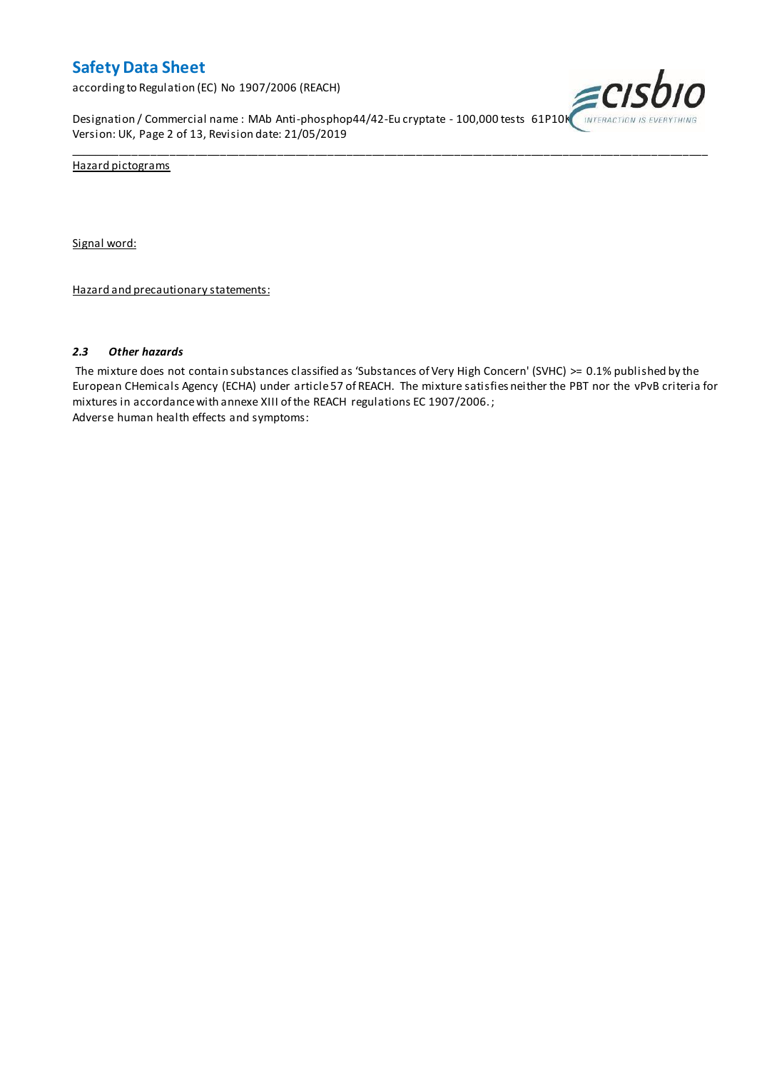Hazard pictograms

Signal word:

Hazard and precautionary statements:

### *2.3 Other hazards*

The mixture does not contain substances classified as 'Substances of Very High Concern' (SVHC) >= 0.1% published by the European CHemicals Agency (ECHA) under article 57 of REACH. The mixture satisfies neither the PBT nor the vPvB criteria for mixtures in accordance with annexe XIII of the REACH regulations EC 1907/2006. ;

Adverse human health effects and symptoms: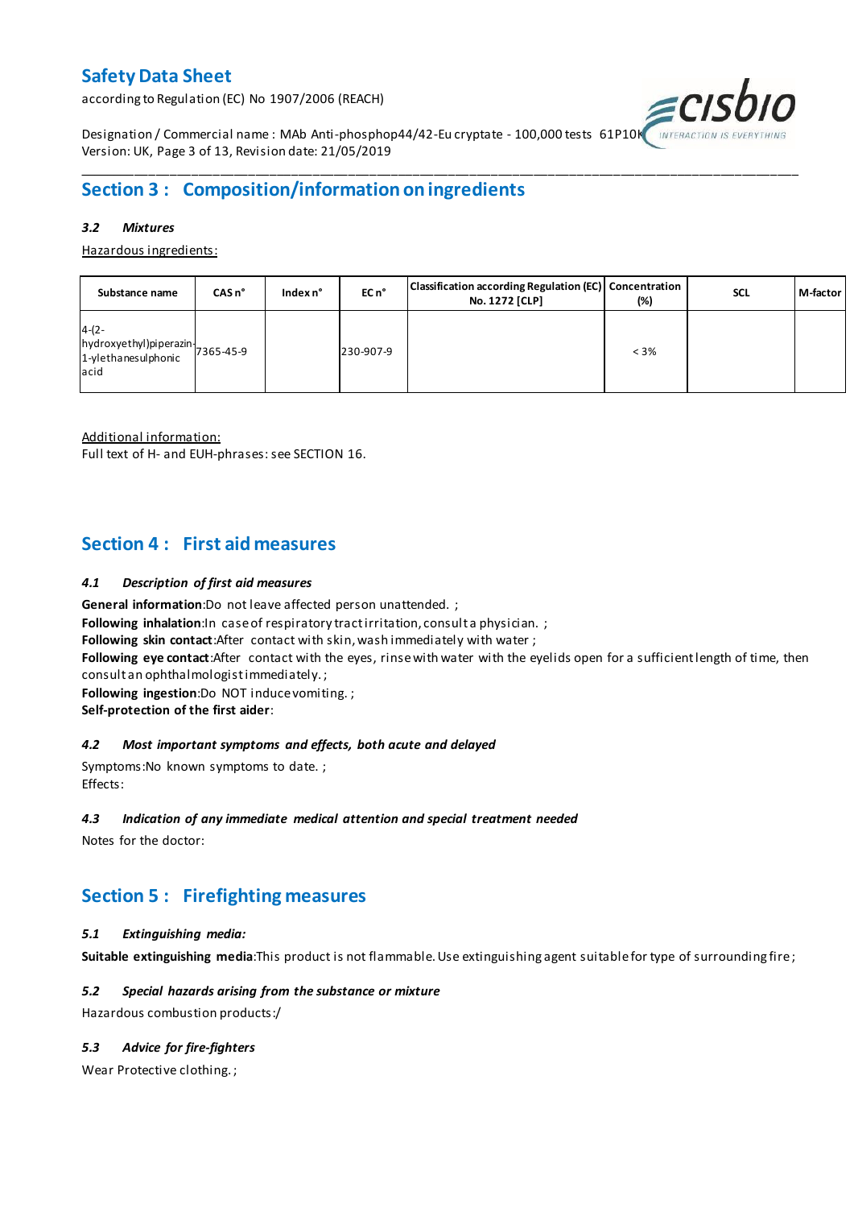## Section 3 : Composition/information on ingredients

### *3.2 Mixtures*

Hazardous ingredients:

| Substance name | CAS n° | Index n° | EC n° | Classification according Regulation (EC) No. 1272 [CLP] | Concentration (%) | SCL | M-factor |
|---|---|---|---|---|---|---|---|
| 4-(2-hydroxyethyl)piperazin-1-ylethanesulphonic acid | 7365-45-9 | | 230-907-9 | | < 3% | | |

Additional information:
Full text of H- and EUH-phrases: see SECTION 16.

## Section 4 : First aid measures

### *4.1 Description of first aid measures*

**General information**:Do not leave affected person unattended. ;
**Following inhalation**:In case of respiratory tract irritation, consult a physician. ;
**Following skin contact**:After contact with skin, wash immediately with water ;
**Following eye contact**:After contact with the eyes, rinse with water with the eyelids open for a sufficient length of time, then consult an ophthalmologist immediately. ;
**Following ingestion**:Do NOT induce vomiting. ;
**Self-protection of the first aider**:

### *4.2 Most important symptoms and effects, both acute and delayed*

Symptoms:No known symptoms to date. ;
Effects:

### *4.3 Indication of any immediate medical attention and special treatment needed*

Notes for the doctor:

## Section 5 : Firefighting measures

### *5.1 Extinguishing media:*

**Suitable extinguishing media**:This product is not flammable. Use extinguishing agent suitable for type of surrounding fire ;

### *5.2 Special hazards arising from the substance or mixture*

Hazardous combustion products:/

### *5.3 Advice for fire-fighters*

Wear Protective clothing. ;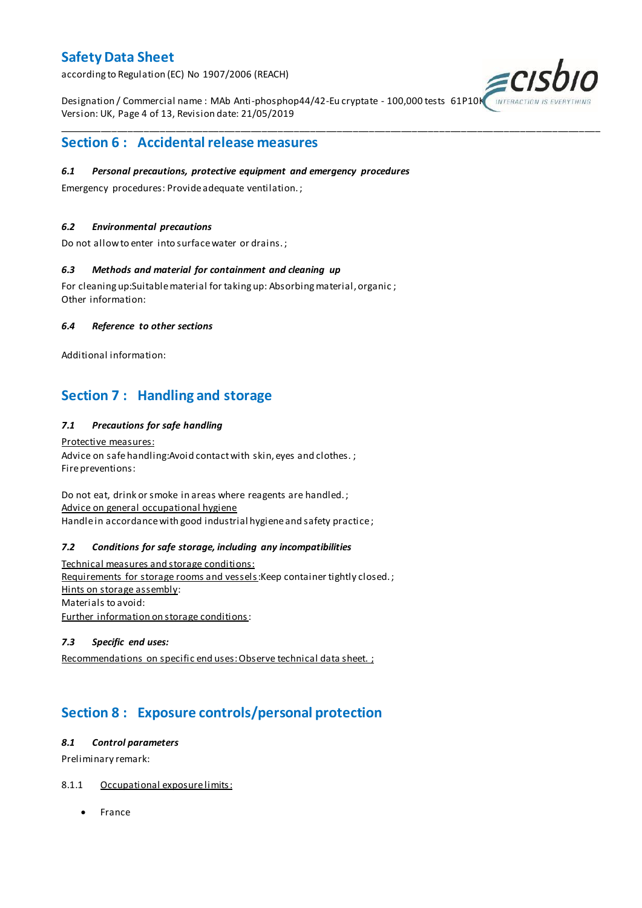## Section 6 : Accidental release measures

### *6.1 Personal precautions, protective equipment and emergency procedures*

Emergency procedures: Provide adequate ventilation. ;

### *6.2 Environmental precautions*

Do not allow to enter into surface water or drains. ;

### *6.3 Methods and material for containment and cleaning up*

For cleaning up:Suitable material for taking up: Absorbing material, organic ;
Other information:

### *6.4 Reference to other sections*

Additional information:

## Section 7 : Handling and storage

### *7.1 Precautions for safe handling*

Protective measures:
Advice on safe handling:Avoid contact with skin, eyes and clothes. ;
Fire preventions:

Do not eat, drink or smoke in areas where reagents are handled. ;
Advice on general occupational hygiene
Handle in accordance with good industrial hygiene and safety practice ;

### *7.2 Conditions for safe storage, including any incompatibilities*

Technical measures and storage conditions:
Requirements for storage rooms and vessels:Keep container tightly closed. ;
Hints on storage assembly:
Materials to avoid:
Further information on storage conditions:

### *7.3 Specific end uses:*

Recommendations on specific end uses: Observe technical data sheet. ;

## Section 8 : Exposure controls/personal protection

### *8.1 Control parameters*

Preliminary remark:

8.1.1 Occupational exposure limits:

- France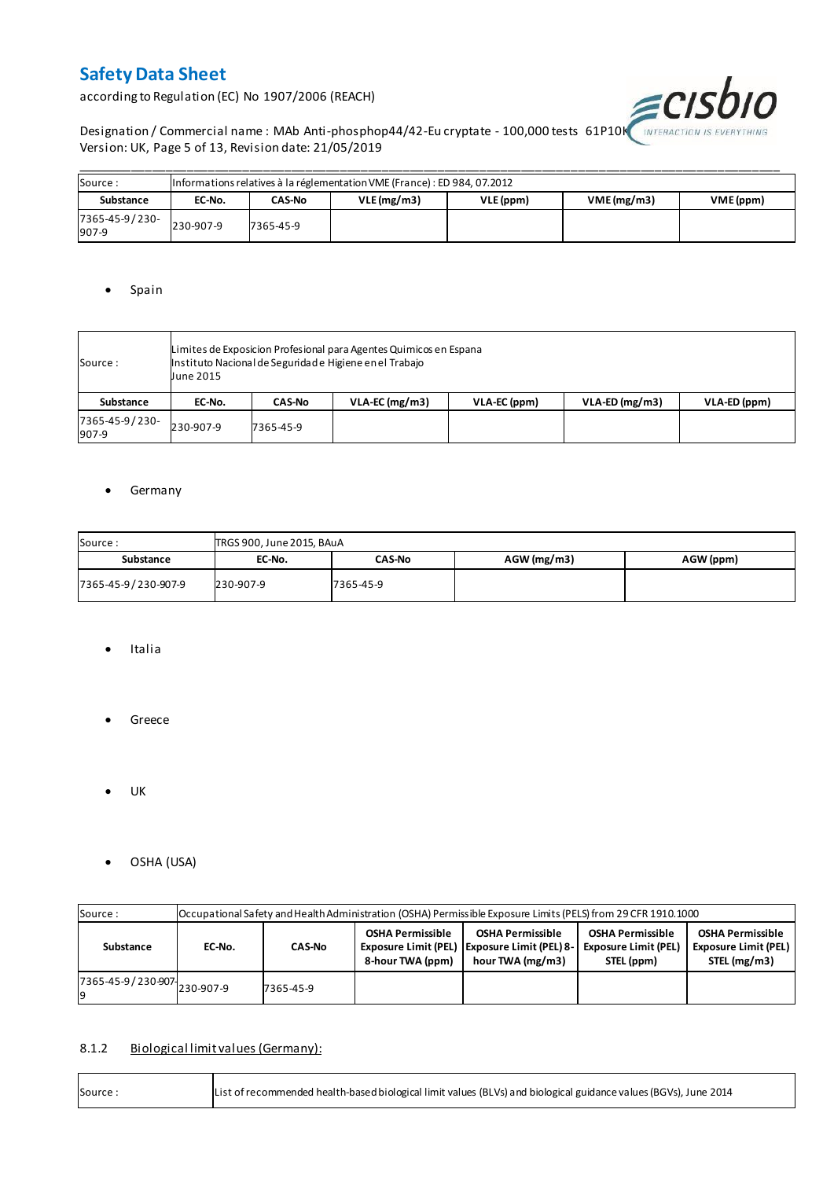| Source : | Informations relatives à la réglementation VME (France) : ED 984, 07.2012 | | | | | |
|---|---|---|---|---|---|---|
| **Substance** | **EC-No.** | **CAS-No** | **VLE (mg/m3)** | **VLE (ppm)** | **VME (mg/m3)** | **VME (ppm)** |
| 7365-45-9 / 230-907-9 | 230-907-9 | 7365-45-9 | | | | |

- Spain

| Source : | Limites de Exposicion Profesional para Agentes Quimicos en Espana<br>Instituto Nacional de Seguridad e Higiene en el Trabajo<br>June 2015 | | | | | |
|---|---|---|---|---|---|---|
| **Substance** | **EC-No.** | **CAS-No** | **VLA-EC (mg/m3)** | **VLA-EC (ppm)** | **VLA-ED (mg/m3)** | **VLA-ED (ppm)** |
| 7365-45-9 / 230-907-9 | 230-907-9 | 7365-45-9 | | | | |

- Germany

| Source : | TRGS 900, June 2015, BAuA | | | |
|---|---|---|---|---|
| **Substance** | **EC-No.** | **CAS-No** | **AGW (mg/m3)** | **AGW (ppm)** |
| 7365-45-9 / 230-907-9 | 230-907-9 | 7365-45-9 | | |

- Italia

- Greece

- UK

- OSHA (USA)

| Source : | Occupational Safety and Health Administration (OSHA) Permissible Exposure Limits (PELS) from 29 CFR 1910.1000 | | | | | |
|---|---|---|---|---|---|---|
| **Substance** | **EC-No.** | **CAS-No** | **OSHA Permissible Exposure Limit (PEL) 8-hour TWA (ppm)** | **OSHA Permissible Exposure Limit (PEL) 8-hour TWA (mg/m3)** | **OSHA Permissible Exposure Limit (PEL) STEL (ppm)** | **OSHA Permissible Exposure Limit (PEL) STEL (mg/m3)** |
| 7365-45-9 / 230-907-9 | 230-907-9 | 7365-45-9 | | | | |

8.1.2 Biological limit values (Germany):

| Source : | List of recommended health-based biological limit values (BLVs) and biological guidance values (BGVs), June 2014 |
|---|---|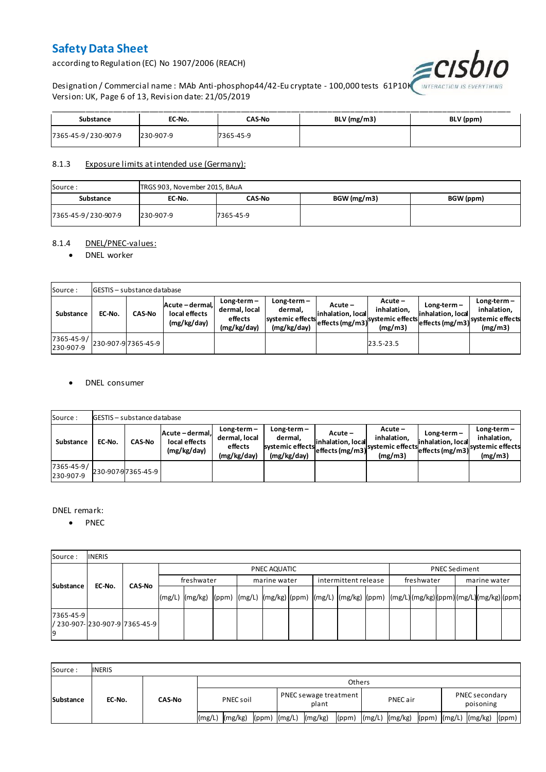| Substance | EC-No. | CAS-No | BLV (mg/m3) | BLV (ppm) |
|---|---|---|---|---|
| 7365-45-9 / 230-907-9 | 230-907-9 | 7365-45-9 | | |

### 8.1.3 Exposure limits at intended use (Germany):

| Source : | TRGS 903, November 2015, BAuA | | | |
|---|---|---|---|---|
| **Substance** | **EC-No.** | **CAS-No** | **BGW (mg/m3)** | **BGW (ppm)** |
| 7365-45-9 / 230-907-9 | 230-907-9 | 7365-45-9 | | |

### 8.1.4 DNEL/PNEC-values:

- DNEL worker

| Source : | GESTIS – substance database | | | | | | | | |
|---|---|---|---|---|---|---|---|---|---|
| **Substance** | **EC-No.** | **CAS-No** | **Acute – dermal, local effects (mg/kg/day)** | **Long-term – dermal, local effects (mg/kg/day)** | **Long-term – dermal, systemic effects (mg/kg/day)** | **Acute – inhalation, local effects (mg/m3)** | **Acute – inhalation, systemic effects (mg/m3)** | **Long-term – inhalation, local effects (mg/m3)** | **Long-term – inhalation, systemic effects (mg/m3)** |
| 7365-45-9 / 230-907-9 | 230-907-9 | 7365-45-9 | | | | | 23.5-23.5 | | |

- DNEL consumer

| Source : | GESTIS – substance database | | | | | | | | |
|---|---|---|---|---|---|---|---|---|---|
| **Substance** | **EC-No.** | **CAS-No** | **Acute – dermal, local effects (mg/kg/day)** | **Long-term – dermal, local effects (mg/kg/day)** | **Long-term – dermal, systemic effects (mg/kg/day)** | **Acute – inhalation, local effects (mg/m3)** | **Acute – inhalation, systemic effects (mg/m3)** | **Long-term – inhalation, local effects (mg/m3)** | **Long-term – inhalation, systemic effects (mg/m3)** |
| 7365-45-9 / 230-907-9 | 230-907-9 | 7365-45-9 | | | | | | | |

DNEL remark:

- PNEC

| Source : | INERIS | | | | | | | | | | | | | | | | | | | | |
|---|---|---|---|---|---|---|---|---|---|---|---|---|---|---|---|---|---|---|---|---|---|
| **Substance** | **EC-No.** | **CAS-No** | PNEC AQUATIC | | | | | | | | | PNEC Sediment | | | | | |
| | | | freshwater | | | marine water | | | intermittent release | | | freshwater | | | marine water | | |
| | | | (mg/L) | (mg/kg) | (ppm) | (mg/L) | (mg/kg) | (ppm) | (mg/L) | (mg/kg) | (ppm) | (mg/L) | (mg/kg) | (ppm) | (mg/L) | (mg/kg) | (ppm) |
| 7365-45-9 / 230-907-9 | 230-907-9 | 7365-45-9 | | | | | | | | | | | | | | | |

| Source : | INERIS | | | | | | | | | | | | | | |
|---|---|---|---|---|---|---|---|---|---|---|---|---|---|---|---|
| **Substance** | **EC-No.** | **CAS-No** | Others | | | | | | | | | | | | |
| | | | PNEC soil | | | PNEC sewage treatment plant | | | PNEC air | | | PNEC secondary poisoning | | |
| | | | (mg/L) | (mg/kg) | (ppm) | (mg/L) | (mg/kg) | (ppm) | (mg/L) | (mg/kg) | (ppm) | (mg/L) | (mg/kg) | (ppm) |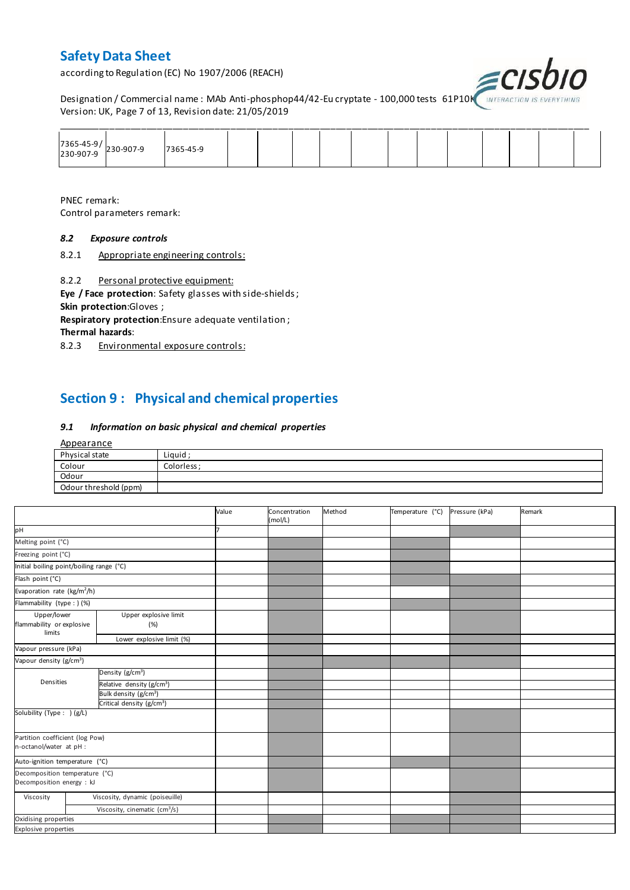| 7365-45-9/ 230-907-9 | 230-907-9 | 7365-45-9 | | | | | | | | | | |
|---|---|---|---|---|---|---|---|---|---|---|---|---|

PNEC remark:
Control parameters remark:

### 8.2 *Exposure controls*

8.2.1 Appropriate engineering controls:

8.2.2 Personal protective equipment:

**Eye / Face protection**: Safety glasses with side-shields ;
**Skin protection**:Gloves ;
**Respiratory protection**:Ensure adequate ventilation ;
**Thermal hazards**:

8.2.3 Environmental exposure controls:

## Section 9 : Physical and chemical properties

### 9.1 *Information on basic physical and chemical properties*

Appearance

| Physical state | Liquid ; |
|---|---|
| Colour | Colorless ; |
| Odour | |
| Odour threshold (ppm) | |

| | | Value | Concentration (mol/L) | Method | Temperature (°C) | Pressure (kPa) | Remark |
|---|---|---|---|---|---|---|---|
| pH | | 7 | | | | | |
| Melting point (°C) | | | | | | | |
| Freezing point (°C) | | | | | | | |
| Initial boiling point/boiling range (°C) | | | | | | | |
| Flash point (°C) | | | | | | | |
| Evaporation rate (kg/m²/h) | | | | | | | |
| Flammability (type : ) (%) | | | | | | | |
| Upper/lower flammability or explosive limits | Upper explosive limit (%) | | | | | | |
| | Lower explosive limit (%) | | | | | | |
| Vapour pressure (kPa) | | | | | | | |
| Vapour density (g/cm³) | | | | | | | |
| Densities | Density (g/cm³) | | | | | | |
| | Relative density (g/cm³) | | | | | | |
| | Bulk density (g/cm³) | | | | | | |
| | Critical density (g/cm³) | | | | | | |
| Solubility (Type : ) (g/L) | | | | | | | |
| Partition coefficient (log Pow) n-octanol/water at pH : | | | | | | | |
| Auto-ignition temperature (°C) | | | | | | | |
| Decomposition temperature (°C) Decomposition energy : kJ | | | | | | | |
| Viscosity | Viscosity, dynamic (poiseuille) | | | | | | |
| | Viscosity, cinematic (cm³/s) | | | | | | |
| Oxidising properties | | | | | | | |
| Explosive properties | | | | | | | |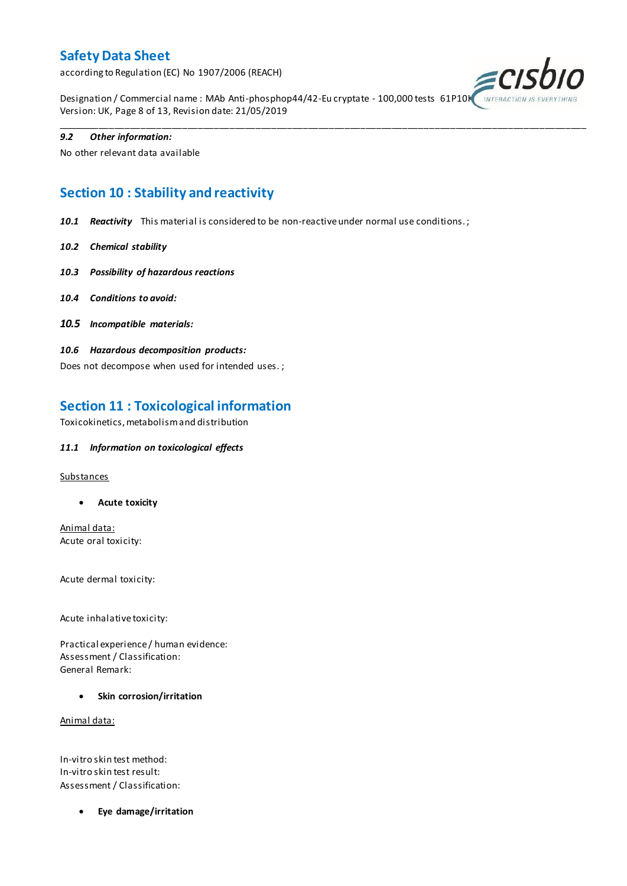### 9.2 *Other information:*

No other relevant data available

## Section 10 : Stability and reactivity

***10.1 Reactivity*** This material is considered to be non-reactive under normal use conditions. ;

***10.2 Chemical stability***

***10.3 Possibility of hazardous reactions***

***10.4 Conditions to avoid:***

***10.5 Incompatible materials:***

***10.6 Hazardous decomposition products:***

Does not decompose when used for intended uses. ;

## Section 11 : Toxicological information

Toxicokinetics, metabolism and distribution

***11.1 Information on toxicological effects***

Substances

- **Acute toxicity**

Animal data:
Acute oral toxicity:

Acute dermal toxicity:

Acute inhalative toxicity:

Practical experience / human evidence:
Assessment / Classification:
General Remark:

- **Skin corrosion/irritation**

Animal data:

In-vitro skin test method:
In-vitro skin test result:
Assessment / Classification:

- **Eye damage/irritation**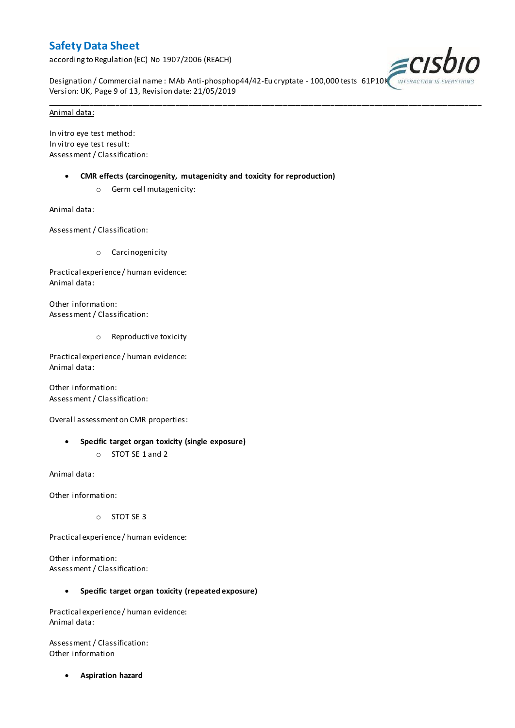Animal data:

In vitro eye test method:
In vitro eye test result:
Assessment / Classification:

- **CMR effects (carcinogenity, mutagenicity and toxicity for reproduction)**
    - Germ cell mutagenicity:

Animal data:

Assessment / Classification:

- Carcinogenicity

Practical experience / human evidence:
Animal data:

Other information:
Assessment / Classification:

- Reproductive toxicity

Practical experience / human evidence:
Animal data:

Other information:
Assessment / Classification:

Overall assessment on CMR properties:

- **Specific target organ toxicity (single exposure)**
    - STOT SE 1 and 2

Animal data:

Other information:

- STOT SE 3

Practical experience / human evidence:

Other information:
Assessment / Classification:

- **Specific target organ toxicity (repeated exposure)**

Practical experience / human evidence:
Animal data:

Assessment / Classification:
Other information

- **Aspiration hazard**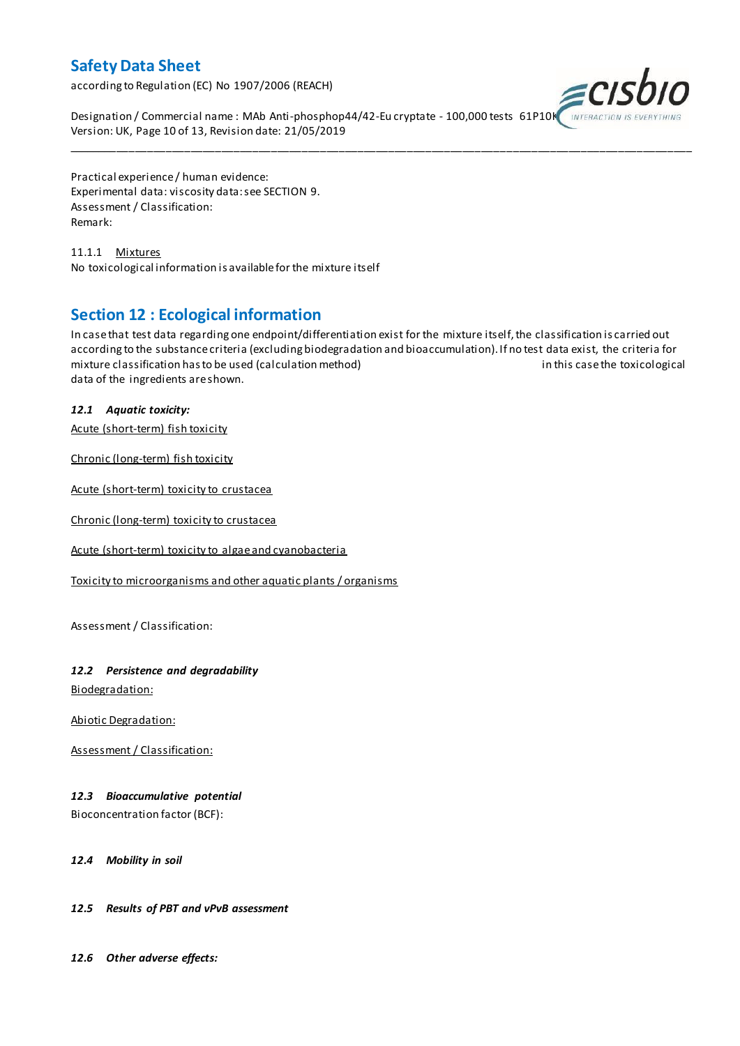Practical experience / human evidence:
Experimental data: viscosity data: see SECTION 9.
Assessment / Classification:
Remark:

11.1.1 Mixtures

No toxicological information is available for the mixture itself

## Section 12 : Ecological information

In case that test data regarding one endpoint/differentiation exist for the mixture itself, the classification is carried out according to the substance criteria (excluding biodegradation and bioaccumulation). If no test data exist, the criteria for mixture classification has to be used (calculation method) in this case the toxicological data of the ingredients are shown.

### *12.1 Aquatic toxicity:*

Acute (short-term) fish toxicity

Chronic (long-term) fish toxicity

Acute (short-term) toxicity to crustacea

Chronic (long-term) toxicity to crustacea

Acute (short-term) toxicity to algae and cyanobacteria

Toxicity to microorganisms and other aquatic plants / organisms

Assessment / Classification:

### *12.2 Persistence and degradability*

Biodegradation:

Abiotic Degradation:

Assessment / Classification:

### *12.3 Bioaccumulative potential*

Bioconcentration factor (BCF):

### *12.4 Mobility in soil*

### *12.5 Results of PBT and vPvB assessment*

### *12.6 Other adverse effects:*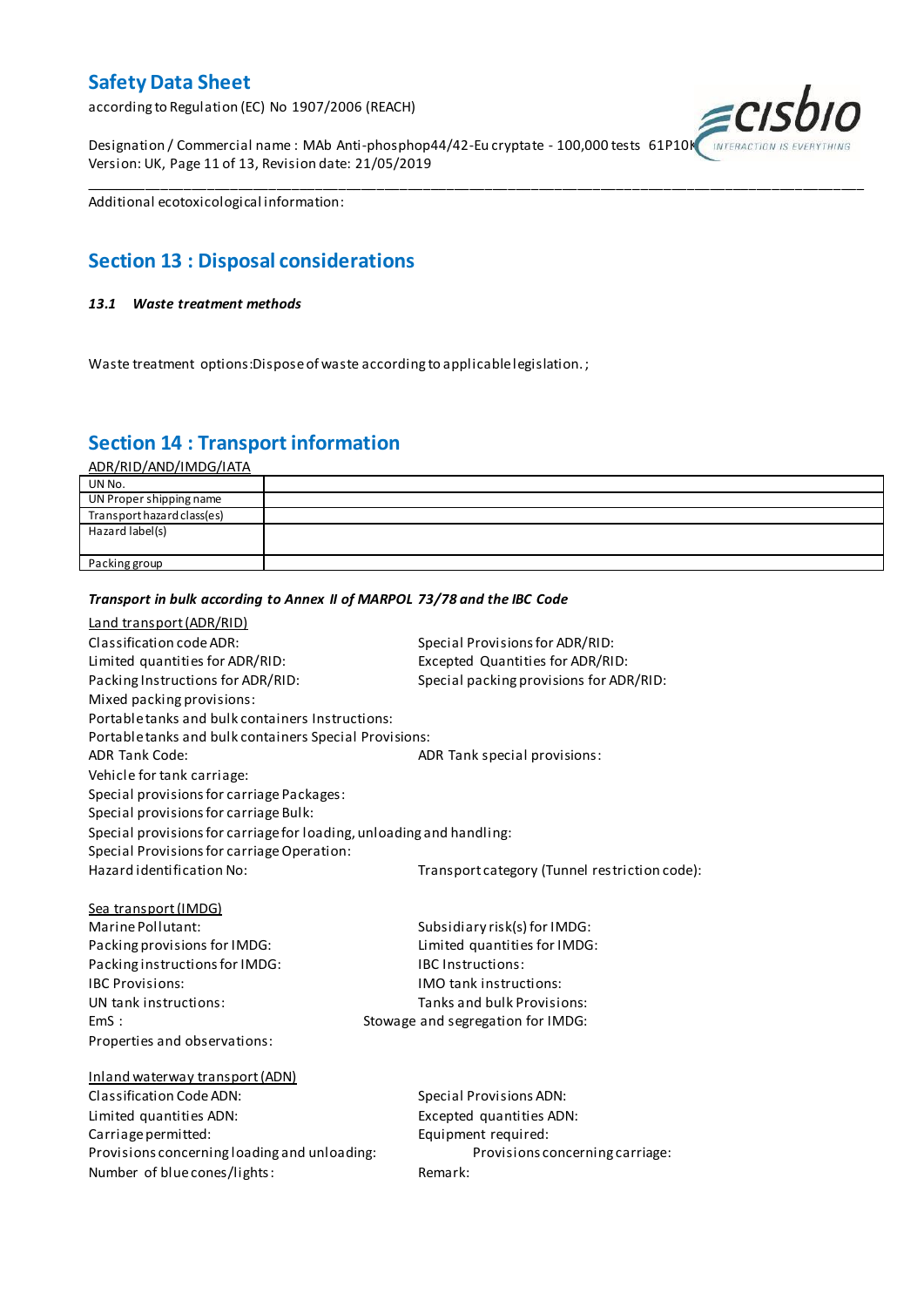Additional ecotoxicological information:

## Section 13 : Disposal considerations

***13.1 Waste treatment methods***

Waste treatment options:Dispose of waste according to applicable legislation. ;

## Section 14 : Transport information

ADR/RID/AND/IMDG/IATA

| | |
|---|---|
| UN No. | |
| UN Proper shipping name | |
| Transport hazard class(es) | |
| Hazard label(s) | |
| Packing group | |

***Transport in bulk according to Annex II of MARPOL 73/78 and the IBC Code***

Land transport (ADR/RID)

Classification code ADR:

Special Provisions for ADR/RID:

Limited quantities for ADR/RID:

Excepted Quantities for ADR/RID:

Packing Instructions for ADR/RID:

Special packing provisions for ADR/RID:

Mixed packing provisions:

Portable tanks and bulk containers Instructions:

Portable tanks and bulk containers Special Provisions:

ADR Tank Code:

ADR Tank special provisions:

Vehicle for tank carriage:

Special provisions for carriage Packages:

Special provisions for carriage Bulk:

Special provisions for carriage for loading, unloading and handling:

Special Provisions for carriage Operation:

Hazard identification No:

Transport category (Tunnel restriction code):

Sea transport (IMDG)

Marine Pollutant:

Subsidiary risk(s) for IMDG:

Packing provisions for IMDG:

Limited quantities for IMDG:

Packing instructions for IMDG:

IBC Instructions:

IBC Provisions:

IMO tank instructions:

UN tank instructions:

Tanks and bulk Provisions:

EmS :

Stowage and segregation for IMDG:

Properties and observations:

Inland waterway transport (ADN)

Classification Code ADN:

Special Provisions ADN:

Limited quantities ADN:

Excepted quantities ADN:

Carriage permitted:

Equipment required:

Provisions concerning loading and unloading:

Provisions concerning carriage:

Number of blue cones/lights:

Remark: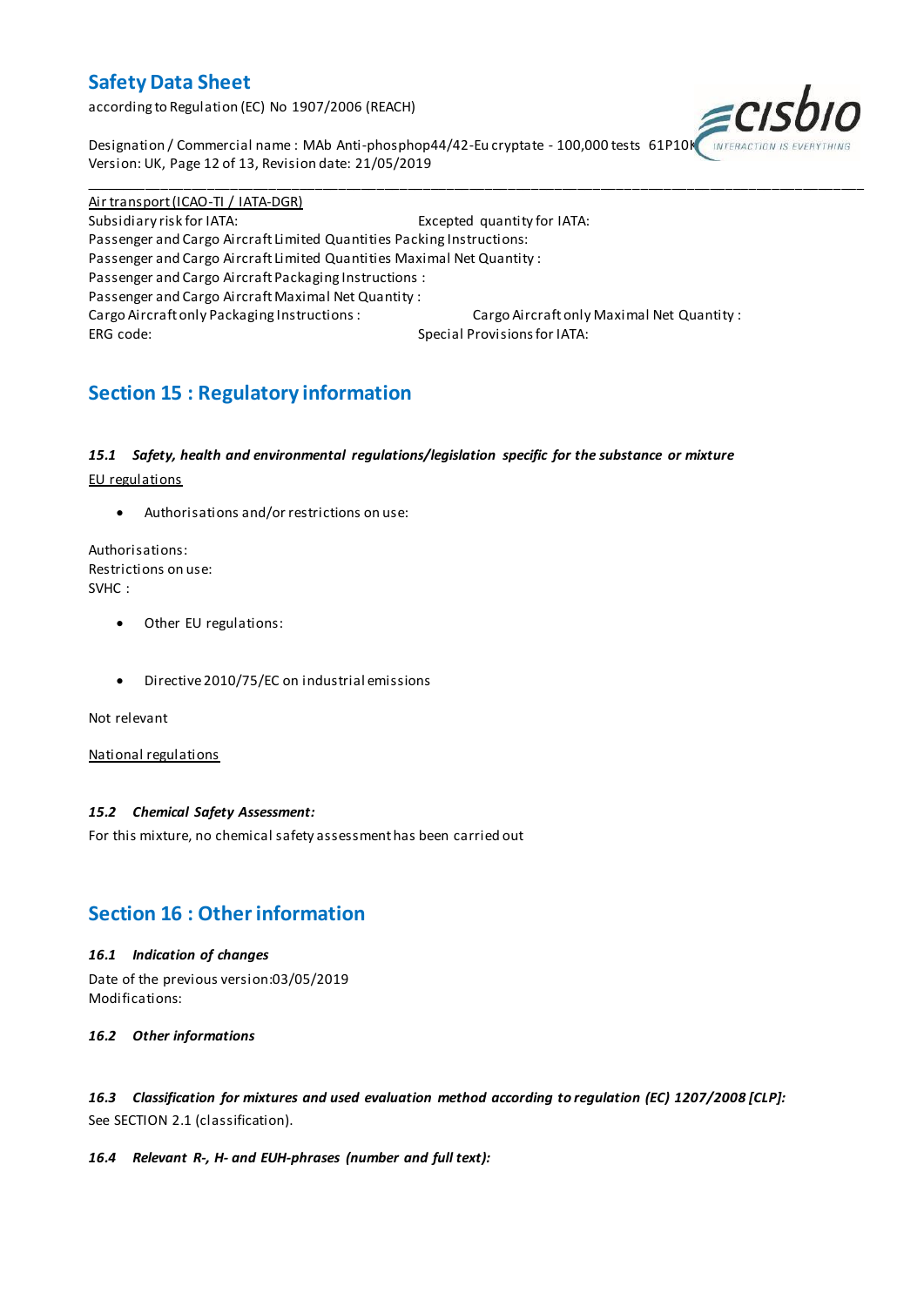Air transport (ICAO-TI / IATA-DGR)

Subsidiary risk for IATA:

Excepted quantity for IATA:

Passenger and Cargo Aircraft Limited Quantities Packing Instructions:

Passenger and Cargo Aircraft Limited Quantities Maximal Net Quantity :

Passenger and Cargo Aircraft Packaging Instructions :

Passenger and Cargo Aircraft Maximal Net Quantity :

Cargo Aircraft only Packaging Instructions :

Cargo Aircraft only Maximal Net Quantity :

ERG code:

Special Provisions for IATA:

## Section 15 : Regulatory information

### *15.1 Safety, health and environmental regulations/legislation specific for the substance or mixture*

EU regulations

- Authorisations and/or restrictions on use:

Authorisations:
Restrictions on use:
SVHC :

- Other EU regulations:

- Directive 2010/75/EC on industrial emissions

Not relevant

National regulations

### *15.2 Chemical Safety Assessment:*

For this mixture, no chemical safety assessment has been carried out

## Section 16 : Other information

### *16.1 Indication of changes*

Date of the previous version:03/05/2019
Modifications:

### *16.2 Other informations*

### *16.3 Classification for mixtures and used evaluation method according to regulation (EC) 1207/2008 [CLP]:*

See SECTION 2.1 (classification).

### *16.4 Relevant R-, H- and EUH-phrases (number and full text):*